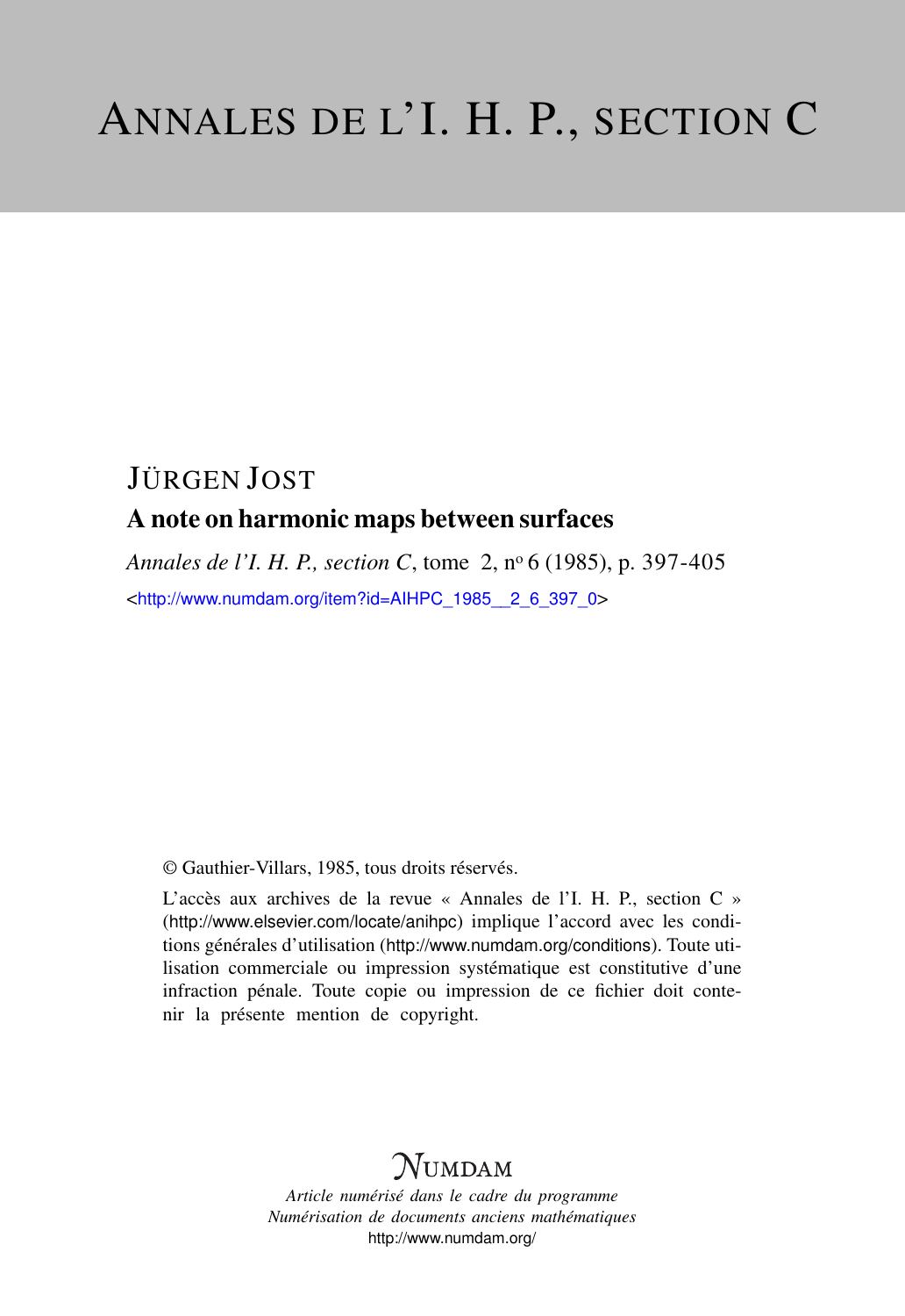# ANNALES DE L'I. H. P., SECTION C

## JÜRGEN JOST

### A note on harmonic maps between surfaces

*Annales de l'I. H. P., section C*, tome 2, nº 6 (1985), p. 397-405

<http://www.numdam.org/item?id=AIHPC_1985__2_6_397_0>

© Gauthier-Villars, 1985, tous droits réservés.

L'accès aux archives de la revue « Annales de l'I. H. P., section C » (http://www.elsevier.com/locate/anihpc) implique l'accord avec les conditions générales d'utilisation (http://www.numdam.org/conditions). Toute utilisation commerciale ou impression systématique est constitutive d'une infraction pénale. Toute copie ou impression de ce fichier doit contenir la présente mention de copyright.

NUMDAM

*Article numérisé dans le cadre du programme*
*Numérisation de documents anciens mathématiques*
http://www.numdam.org/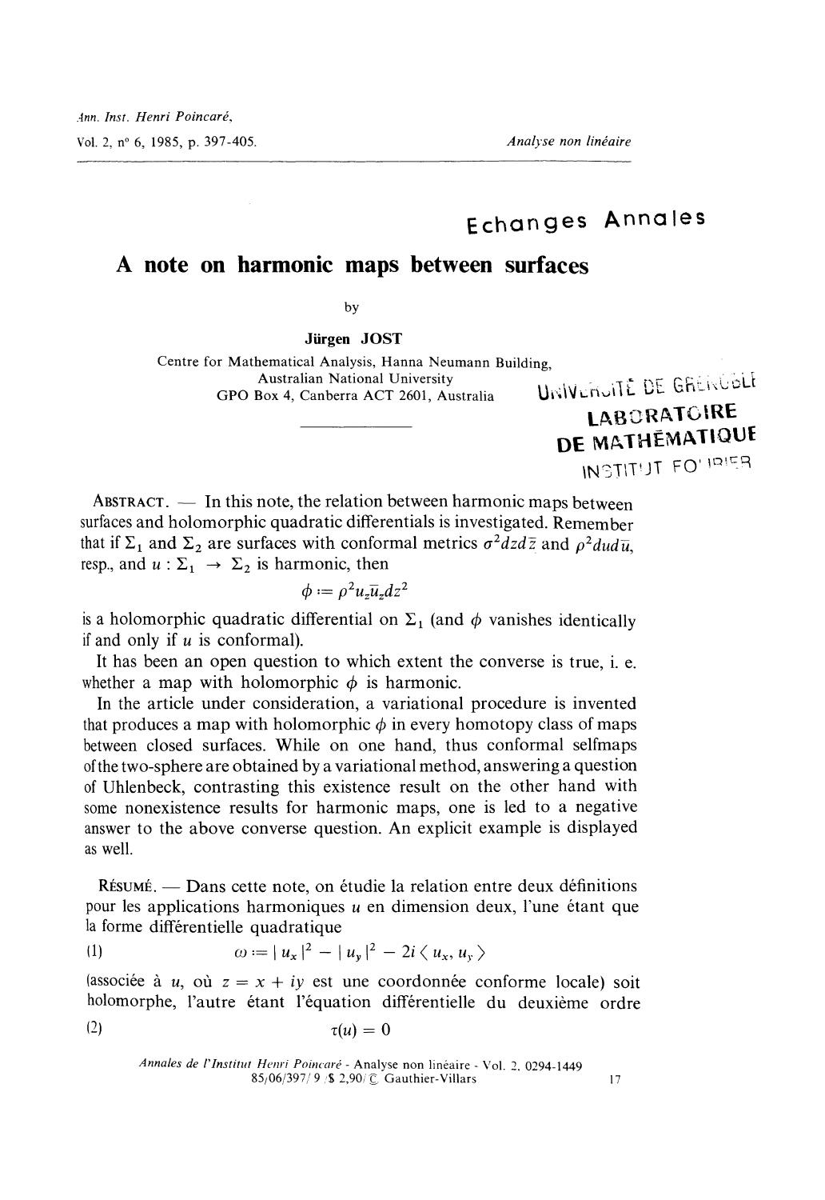# Echanges Annales

# A note on harmonic maps between surfaces

by

**Jürgen JOST**

Centre for Mathematical Analysis, Hanna Neumann Building,
Australian National University
GPO Box 4, Canberra ACT 2601, Australia

UNIVERSITÉ DE GRENOBLE
LABORATOIRE
DE MATHÉMATIQUE
INSTITUT FOURIER

---

ABSTRACT. — In this note, the relation between harmonic maps between surfaces and holomorphic quadratic differentials is investigated. Remember that if $\Sigma_1$ and $\Sigma_2$ are surfaces with conformal metrics $\sigma^2 dz d\bar{z}$ and $\rho^2 du d\bar{u}$, resp., and $u : \Sigma_1 \to \Sigma_2$ is harmonic, then

$$\phi := \rho^2 u_z \bar{u}_z dz^2$$

is a holomorphic quadratic differential on $\Sigma_1$ (and $\phi$ vanishes identically if and only if $u$ is conformal).

It has been an open question to which extent the converse is true, i. e. whether a map with holomorphic $\phi$ is harmonic.

In the article under consideration, a variational procedure is invented that produces a map with holomorphic $\phi$ in every homotopy class of maps between closed surfaces. While on one hand, thus conformal selfmaps of the two-sphere are obtained by a variational method, answering a question of Uhlenbeck, contrasting this existence result on the other hand with some nonexistence results for harmonic maps, one is led to a negative answer to the above converse question. An explicit example is displayed as well.

RÉSUMÉ. — Dans cette note, on étudie la relation entre deux définitions pour les applications harmoniques $u$ en dimension deux, l'une étant que la forme différentielle quadratique

$$\omega := |u_x|^2 - |u_y|^2 - 2i \langle u_x, u_y \rangle \tag{1}$$

(associée à $u$, où $z = x + iy$ est une coordonnée conforme locale) soit holomorphe, l'autre étant l'équation différentielle du deuxième ordre

$$\tau(u) = 0 \tag{2}$$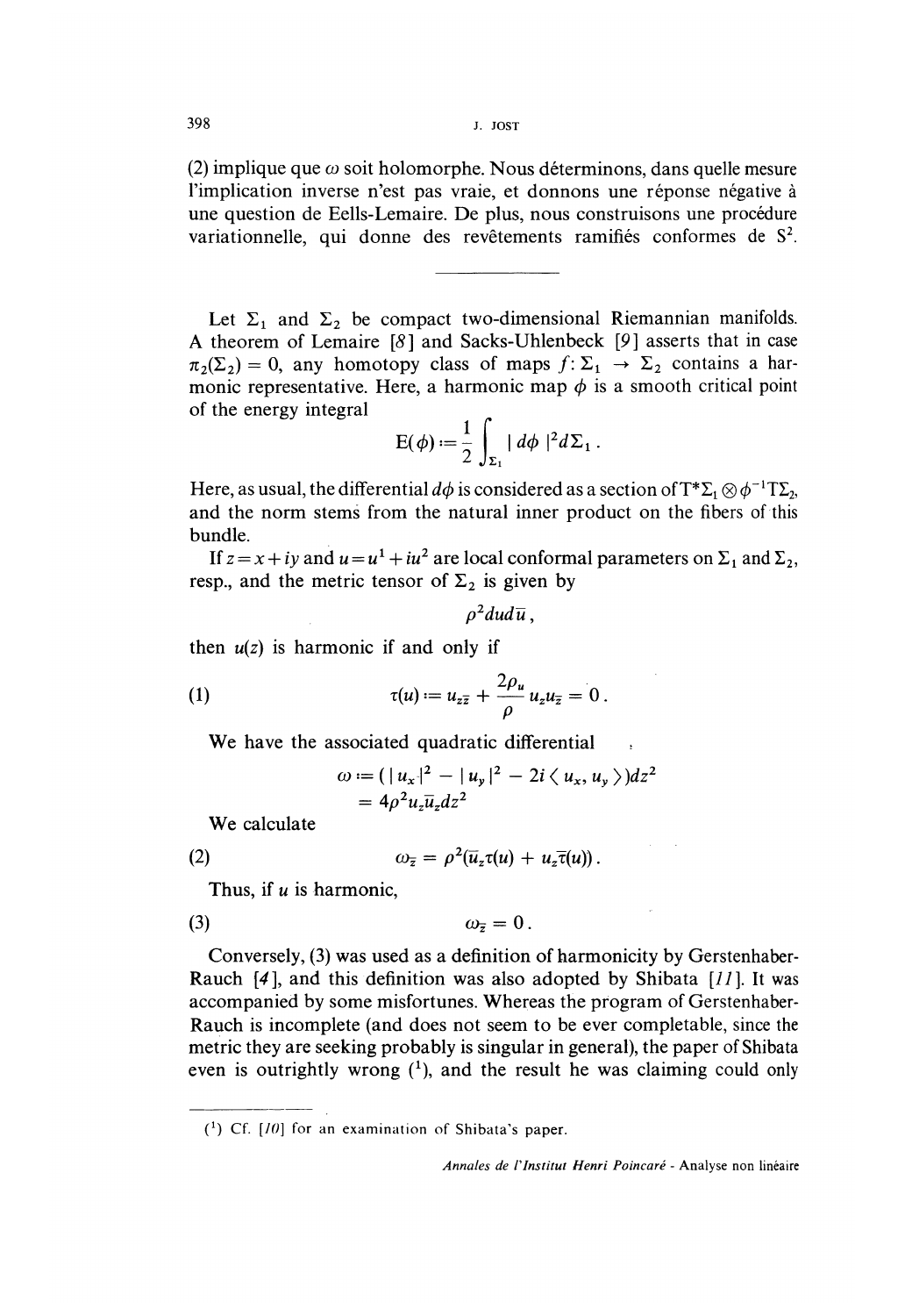(2) implique que $\omega$ soit holomorphe. Nous déterminons, dans quelle mesure l'implication inverse n'est pas vraie, et donnons une réponse négative à une question de Eells-Lemaire. De plus, nous construisons une procédure variationnelle, qui donne des revêtements ramifiés conformes de $S^2$.

---

Let $\Sigma_1$ and $\Sigma_2$ be compact two-dimensional Riemannian manifolds. A theorem of Lemaire [8] and Sacks-Uhlenbeck [9] asserts that in case $\pi_2(\Sigma_2) = 0$, any homotopy class of maps $f: \Sigma_1 \to \Sigma_2$ contains a harmonic representative. Here, a harmonic map $\phi$ is a smooth critical point of the energy integral

$$E(\phi) := \frac{1}{2} \int_{\Sigma_1} |d\phi|^2 d\Sigma_1 .$$

Here, as usual, the differential $d\phi$ is considered as a section of $T^*\Sigma_1 \otimes \phi^{-1}T\Sigma_2$, and the norm stems from the natural inner product on the fibers of this bundle.

If $z = x + iy$ and $u = u^1 + iu^2$ are local conformal parameters on $\Sigma_1$ and $\Sigma_2$, resp., and the metric tensor of $\Sigma_2$ is given by

$$\rho^2 du d\bar{u} ,$$

then $u(z)$ is harmonic if and only if

$$\tau(u) := u_{z\bar{z}} + \frac{2\rho_u}{\rho} u_z u_{\bar{z}} = 0 . \tag{1}$$

We have the associated quadratic differential

$$\begin{aligned} \omega &:= ( | u_x |^2 - | u_y |^2 - 2i \langle u_x, u_y \rangle ) dz^2 \\ &= 4\rho^2 u_z \bar{u}_z dz^2 \end{aligned}$$

We calculate

$$\omega_{\bar{z}} = \rho^2 (\bar{u}_z \tau(u) + u_z \bar{\tau}(u)) . \tag{2}$$

Thus, if $u$ is harmonic,

$$\omega_{\bar{z}} = 0 . \tag{3}$$

Conversely, (3) was used as a definition of harmonicity by Gerstenhaber-Rauch [4], and this definition was also adopted by Shibata [11]. It was accompanied by some misfortunes. Whereas the program of Gerstenhaber-Rauch is incomplete (and does not seem to be ever completable, since the metric they are seeking probably is singular in general), the paper of Shibata even is outrightly wrong (1), and the result he was claiming could only

---

(1) Cf. [10] for an examination of Shibata's paper.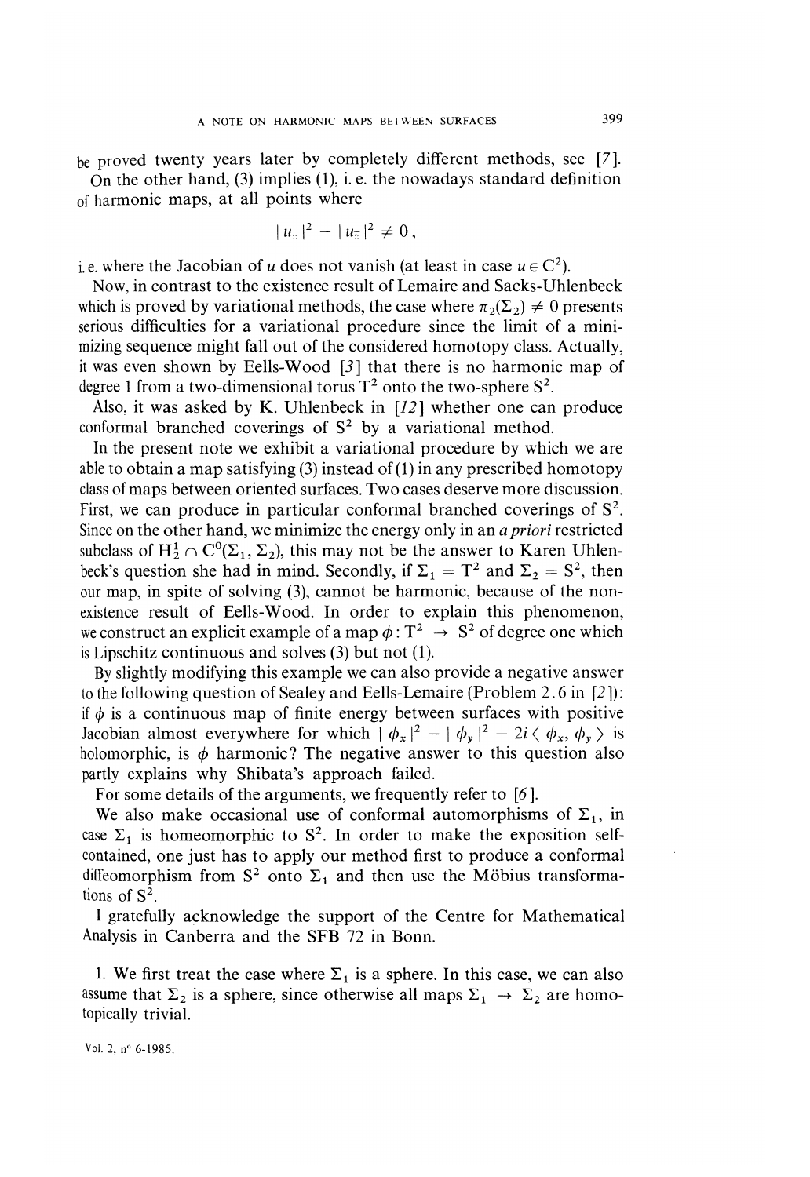be proved twenty years later by completely different methods, see [7].

On the other hand, (3) implies (1), i. e. the nowadays standard definition of harmonic maps, at all points where

$$| u_z |^2 - | u_{\bar{z}} |^2 \neq 0 ,$$

i. e. where the Jacobian of $u$ does not vanish (at least in case $u \in C^2$).

Now, in contrast to the existence result of Lemaire and Sacks-Uhlenbeck which is proved by variational methods, the case where $\pi_2(\Sigma_2) \neq 0$ presents serious difficulties for a variational procedure since the limit of a minimizing sequence might fall out of the considered homotopy class. Actually, it was even shown by Eells-Wood [3] that there is no harmonic map of degree 1 from a two-dimensional torus $T^2$ onto the two-sphere $S^2$.

Also, it was asked by K. Uhlenbeck in [12] whether one can produce conformal branched coverings of $S^2$ by a variational method.

In the present note we exhibit a variational procedure by which we are able to obtain a map satisfying (3) instead of (1) in any prescribed homotopy class of maps between oriented surfaces. Two cases deserve more discussion. First, we can produce in particular conformal branched coverings of $S^2$. Since on the other hand, we minimize the energy only in an *a priori* restricted subclass of $H_2^1 \cap C^0(\Sigma_1, \Sigma_2)$, this may not be the answer to Karen Uhlenbeck's question she had in mind. Secondly, if $\Sigma_1 = T^2$ and $\Sigma_2 = S^2$, then our map, in spite of solving (3), cannot be harmonic, because of the non-existence result of Eells-Wood. In order to explain this phenomenon, we construct an explicit example of a map $\phi : T^2 \to S^2$ of degree one which is Lipschitz continuous and solves (3) but not (1).

By slightly modifying this example we can also provide a negative answer to the following question of Sealey and Eells-Lemaire (Problem 2.6 in [2]): if $\phi$ is a continuous map of finite energy between surfaces with positive Jacobian almost everywhere for which $| \phi_x |^2 - | \phi_y |^2 - 2i \langle \phi_x, \phi_y \rangle$ is holomorphic, is $\phi$ harmonic? The negative answer to this question also partly explains why Shibata's approach failed.

For some details of the arguments, we frequently refer to [6].

We also make occasional use of conformal automorphisms of $\Sigma_1$, in case $\Sigma_1$ is homeomorphic to $S^2$. In order to make the exposition self-contained, one just has to apply our method first to produce a conformal diffeomorphism from $S^2$ onto $\Sigma_1$ and then use the Möbius transformations of $S^2$.

I gratefully acknowledge the support of the Centre for Mathematical Analysis in Canberra and the SFB 72 in Bonn.

1. We first treat the case where $\Sigma_1$ is a sphere. In this case, we can also assume that $\Sigma_2$ is a sphere, since otherwise all maps $\Sigma_1 \to \Sigma_2$ are homotopically trivial.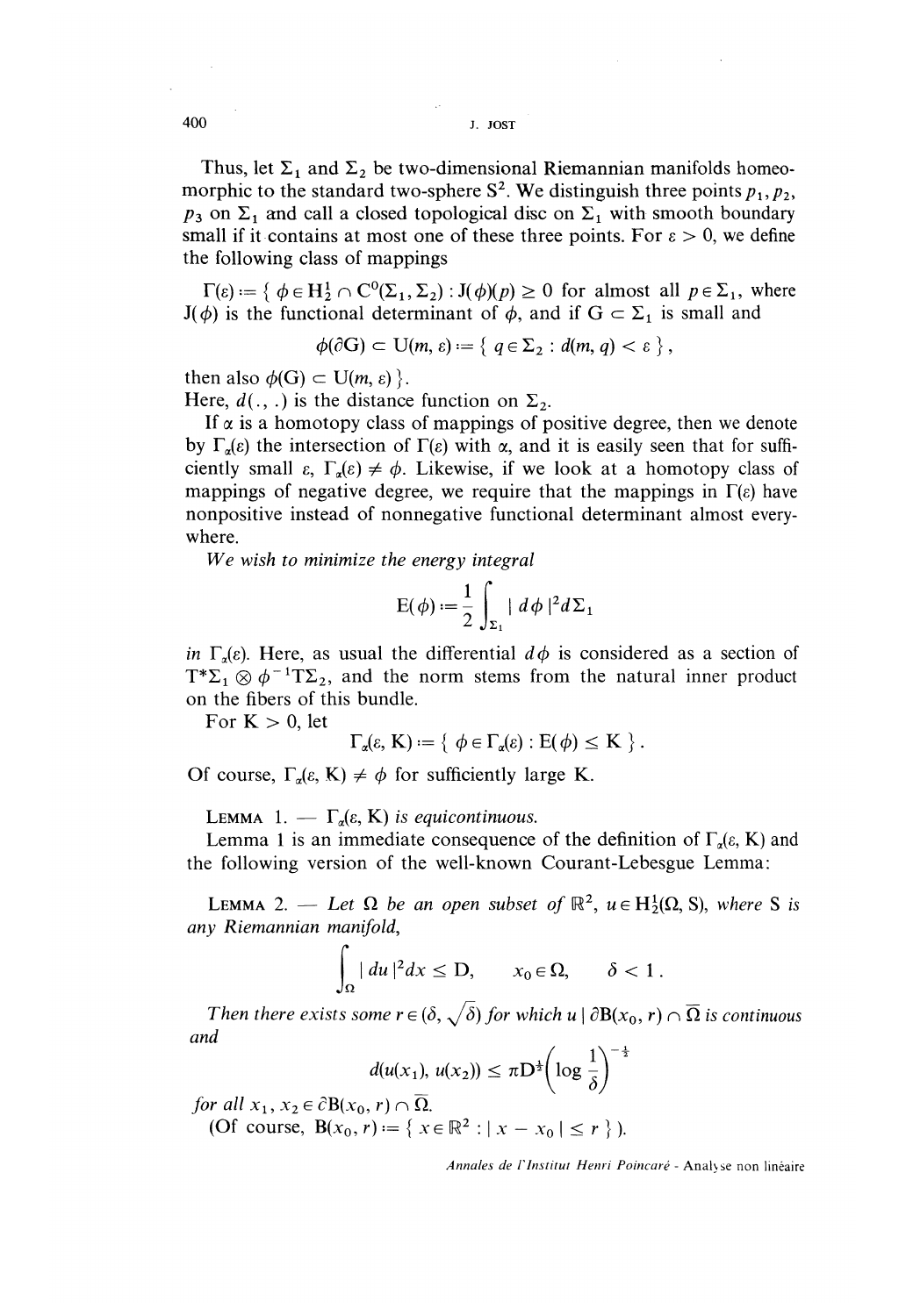Thus, let $\Sigma_1$ and $\Sigma_2$ be two-dimensional Riemannian manifolds homeomorphic to the standard two-sphere $S^2$. We distinguish three points $p_1, p_2, p_3$ on $\Sigma_1$ and call a closed topological disc on $\Sigma_1$ with smooth boundary small if it contains at most one of these three points. For $\varepsilon > 0$, we define the following class of mappings

$\Gamma(\varepsilon) := \{ \phi \in H_2^1 \cap C^0(\Sigma_1, \Sigma_2) : J(\phi)(p) \geq 0$ for almost all $p \in \Sigma_1$, where $J(\phi)$ is the functional determinant of $\phi$, and if $G \subset \Sigma_1$ is small and

$$\phi(\partial G) \subset U(m, \varepsilon) := \{ q \in \Sigma_2 : d(m, q) < \varepsilon \},$$

then also $\phi(G) \subset U(m, \varepsilon) \}$.

Here, $d(.,.)$ is the distance function on $\Sigma_2$.

If $\alpha$ is a homotopy class of mappings of positive degree, then we denote by $\Gamma_\alpha(\varepsilon)$ the intersection of $\Gamma(\varepsilon)$ with $\alpha$, and it is easily seen that for sufficiently small $\varepsilon$, $\Gamma_\alpha(\varepsilon) \neq \phi$. Likewise, if we look at a homotopy class of mappings of negative degree, we require that the mappings in $\Gamma(\varepsilon)$ have nonpositive instead of nonnegative functional determinant almost everywhere.

*We wish to minimize the energy integral*

$$E(\phi) := \frac{1}{2} \int_{\Sigma_1} |d\phi|^2 d\Sigma_1$$

*in* $\Gamma_\alpha(\varepsilon)$. Here, as usual the differential $d\phi$ is considered as a section of $T^*\Sigma_1 \otimes \phi^{-1}T\Sigma_2$, and the norm stems from the natural inner product on the fibers of this bundle.

For $K > 0$, let

$$\Gamma_\alpha(\varepsilon, K) := \{ \phi \in \Gamma_\alpha(\varepsilon) : E(\phi) \leq K \}.$$

Of course, $\Gamma_\alpha(\varepsilon, K) \neq \phi$ for sufficiently large K.

LEMMA 1. — *$\Gamma_\alpha(\varepsilon, K)$ is equicontinuous.*

Lemma 1 is an immediate consequence of the definition of $\Gamma_\alpha(\varepsilon, K)$ and the following version of the well-known Courant-Lebesgue Lemma:

LEMMA 2. — *Let $\Omega$ be an open subset of $\mathbb{R}^2$, $u \in H_2^1(\Omega, S)$, where S is any Riemannian manifold,*

$$\int_\Omega |du|^2 dx \leq D, \qquad x_0 \in \Omega, \qquad \delta < 1.$$

*Then there exists some $r \in (\delta, \sqrt{\delta})$ for which $u \mid \partial B(x_0, r) \cap \overline{\Omega}$ is continuous and*

$$d(u(x_1), u(x_2)) \leq \pi D^{\frac{1}{2}} \left( \log \frac{1}{\delta} \right)^{-\frac{1}{2}}$$

*for all $x_1, x_2 \in \partial B(x_0, r) \cap \overline{\Omega}$.*

(Of course, $B(x_0, r) := \{ x \in \mathbb{R}^2 : |x - x_0| \leq r \}$).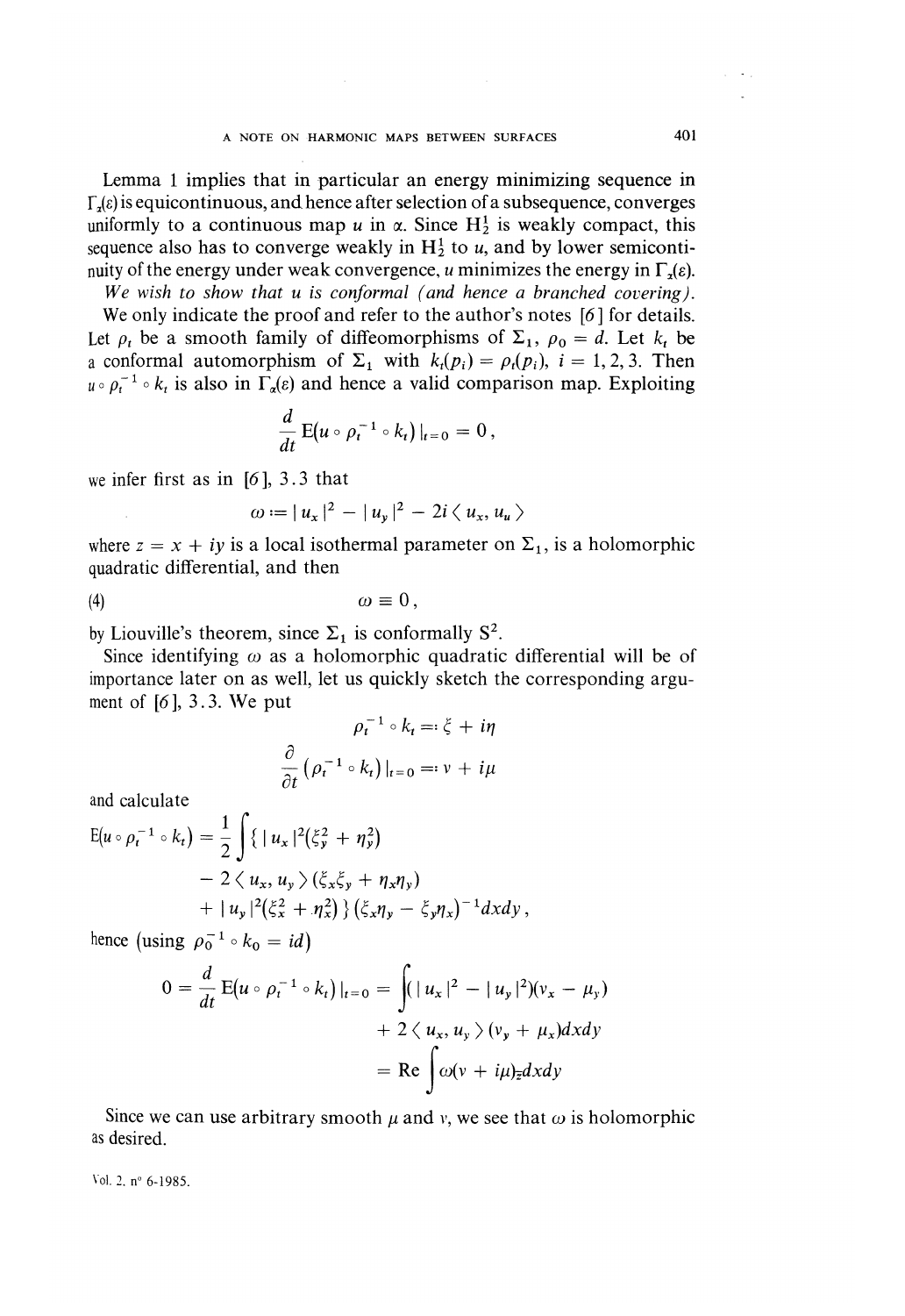Lemma 1 implies that in particular an energy minimizing sequence in $\Gamma_\alpha(\varepsilon)$ is equicontinuous, and hence after selection of a subsequence, converges uniformly to a continuous map $u$ in $\alpha$. Since $H^1_2$ is weakly compact, this sequence also has to converge weakly in $H^1_2$ to $u$, and by lower semicontinuity of the energy under weak convergence, $u$ minimizes the energy in $\Gamma_\alpha(\varepsilon)$.

*We wish to show that u is conformal (and hence a branched covering).*

We only indicate the proof and refer to the author's notes [6] for details. Let $\rho_t$ be a smooth family of diffeomorphisms of $\Sigma_1$, $\rho_0 = d$. Let $k_t$ be a conformal automorphism of $\Sigma_1$ with $k_t(p_i) = \rho_t(p_i)$, $i = 1, 2, 3$. Then $u \circ \rho_t^{-1} \circ k_t$ is also in $\Gamma_\alpha(\varepsilon)$ and hence a valid comparison map. Exploiting

$$\frac{d}{dt} \mathrm{E}(u \circ \rho_t^{-1} \circ k_t)\,|_{t=0} = 0\,,$$

we infer first as in [6], 3.3 that

$$\omega := |\,u_x\,|^2 - |\,u_y\,|^2 - 2i \langle\, u_x, u_u \,\rangle$$

where $z = x + iy$ is a local isothermal parameter on $\Sigma_1$, is a holomorphic quadratic differential, and then

$$\omega \equiv 0\,, \tag{4}$$

by Liouville's theorem, since $\Sigma_1$ is conformally $S^2$.

Since identifying $\omega$ as a holomorphic quadratic differential will be of importance later on as well, let us quickly sketch the corresponding argument of [6], 3.3. We put

$$\rho_t^{-1} \circ k_t =: \xi + i\eta$$

$$\frac{\partial}{\partial t}\left(\rho_t^{-1} \circ k_t\right)|_{t=0} =: v + i\mu.$$

and calculate

$$\begin{aligned}
\mathrm{E}(u \circ \rho_t^{-1} \circ k_t) = \frac{1}{2}\int \{\, &|\,u_x\,|^2(\xi_y^2 + \eta_y^2) \\
&- 2\langle\, u_x, u_y \,\rangle (\xi_x\xi_y + \eta_x\eta_y) \\
&+ |\,u_y\,|^2(\xi_x^2 + \eta_x^2)\,\}\,(\xi_x\eta_y - \xi_y\eta_x)^{-1} dxdy\,,
\end{aligned}$$

hence (using $\rho_0^{-1} \circ k_0 = id$)

$$\begin{aligned}
0 = \frac{d}{dt}\mathrm{E}(u \circ \rho_t^{-1} \circ k_t)\,|_{t=0} &= \int (\,|\,u_x\,|^2 - |\,u_y\,|^2)(v_x - \mu_y) \\
&\quad + 2\langle\, u_x, u_y \,\rangle (v_y + \mu_x) dxdy \\
&= \mathrm{Re} \int \omega(v + i\mu)_{\bar{z}} dxdy
\end{aligned}$$

Since we can use arbitrary smooth $\mu$ and $v$, we see that $\omega$ is holomorphic as desired.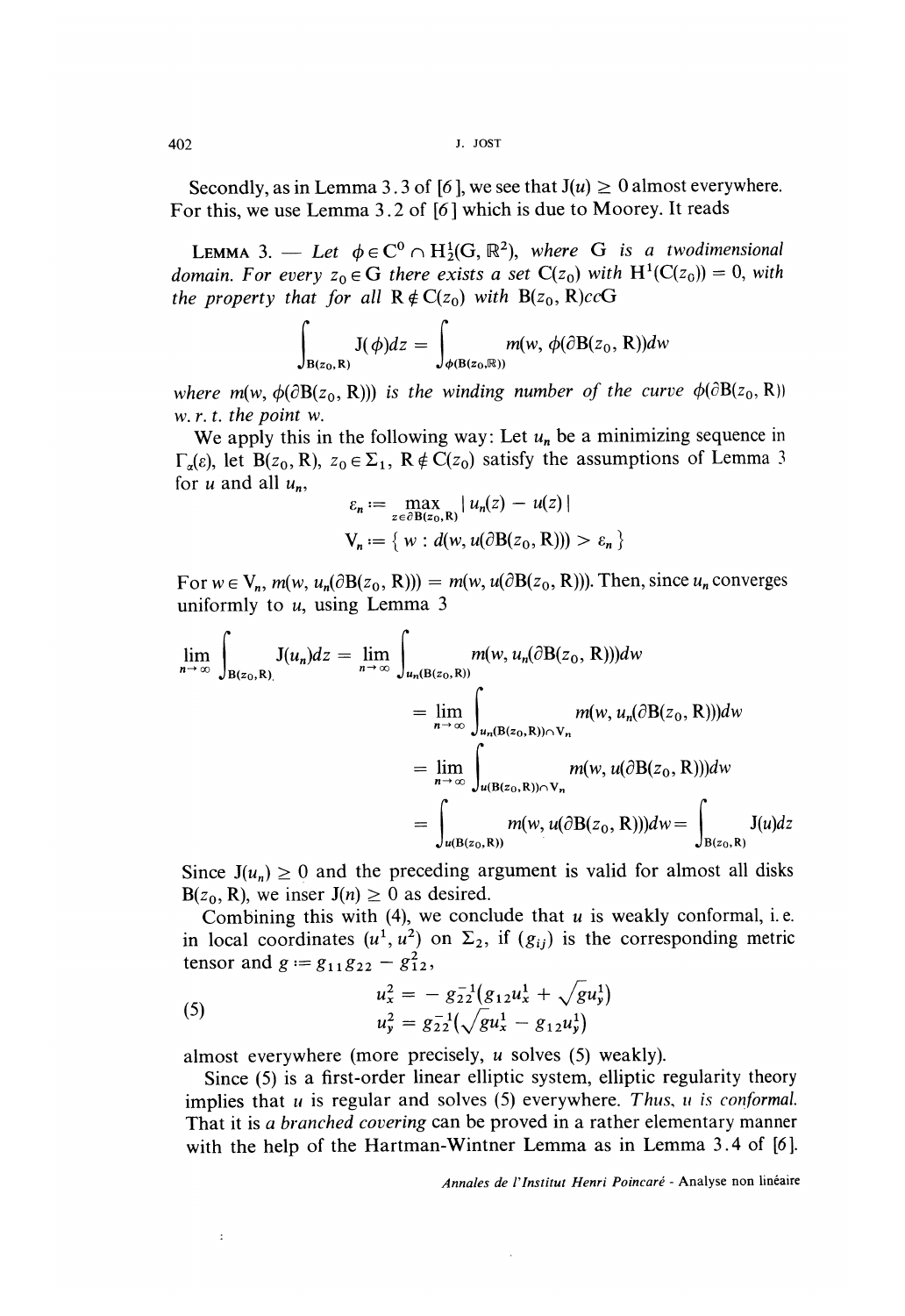Secondly, as in Lemma 3.3 of [6], we see that $J(u) \geq 0$ almost everywhere. For this, we use Lemma 3.2 of [6] which is due to Moorey. It reads

LEMMA 3. — *Let $\phi \in C^0 \cap H_2^1(G, \mathbb{R}^2)$, where G is a twodimensional domain. For every $z_0 \in G$ there exists a set $C(z_0)$ with $H^1(C(z_0)) = 0$, with the property that for all $R \notin C(z_0)$ with $B(z_0, R) cc G$*

$$\int_{B(z_0,R)} J(\phi) dz = \int_{\phi(B(z_0,R))} m(w, \phi(\partial B(z_0, R)) dw$$

*where $m(w, \phi(\partial B(z_0, R)))$ is the winding number of the curve $\phi(\partial B(z_0, R))$ w. r. t. the point w.*

We apply this in the following way: Let $u_n$ be a minimizing sequence in $\Gamma_\alpha(\varepsilon)$, let $B(z_0, R)$, $z_0 \in \Sigma_1$, $R \notin C(z_0)$ satisfy the assumptions of Lemma 3 for $u$ and all $u_n$,

$$\varepsilon_n := \max_{z \in \partial B(z_0, R)} | u_n(z) - u(z) |$$

$$V_n := \{ w : d(w, u(\partial B(z_0, R))) > \varepsilon_n \}$$

For $w \in V_n$, $m(w, u_n(\partial B(z_0, R))) = m(w, u(\partial B(z_0, R)))$. Then, since $u_n$ converges uniformly to $u$, using Lemma 3

$$\begin{aligned}
\lim_{n\to\infty} \int_{B(z_0,R)} J(u_n) dz &= \lim_{n\to\infty} \int_{u_n(B(z_0,R))} m(w, u_n(\partial B(z_0, R))) dw \\
&= \lim_{n\to\infty} \int_{u_n(B(z_0,R)) \cap V_n} m(w, u_n(\partial B(z_0, R))) dw \\
&= \lim_{n\to\infty} \int_{u(B(z_0,R)) \cap V_n} m(w, u(\partial B(z_0, R))) dw \\
&= \int_{u(B(z_0,R))} m(w, u(\partial B(z_0, R))) dw = \int_{B(z_0,R)} J(u) dz
\end{aligned}$$

Since $J(u_n) \geq 0$ and the preceding argument is valid for almost all disks $B(z_0, R)$, we inser $J(n) \geq 0$ as desired.

Combining this with (4), we conclude that $u$ is weakly conformal, i. e. in local coordinates $(u^1, u^2)$ on $\Sigma_2$, if $(g_{ij})$ is the corresponding metric tensor and $g := g_{11} g_{22} - g_{12}^2$,

$$\begin{aligned}
u_x^2 &= - g_{22}^{-1}(g_{12} u_x^1 + \sqrt{g} u_y^1) \\
u_y^2 &= g_{22}^{-1}(\sqrt{g} u_x^1 - g_{12} u_y^1)
\end{aligned} \tag{5}$$

almost everywhere (more precisely, $u$ solves (5) weakly).

Since (5) is a first-order linear elliptic system, elliptic regularity theory implies that $u$ is regular and solves (5) everywhere. *Thus, u is conformal.* That it is *a branched covering* can be proved in a rather elementary manner with the help of the Hartman-Wintner Lemma as in Lemma 3.4 of [6].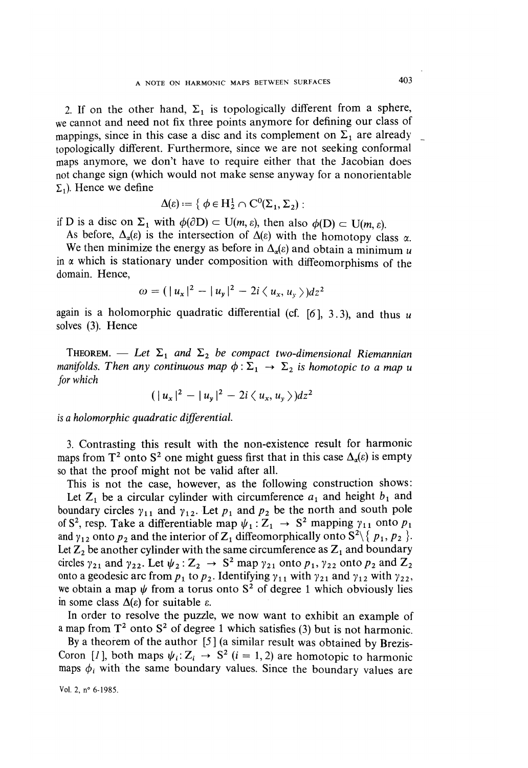2. If on the other hand, $\Sigma_1$ is topologically different from a sphere, we cannot and need not fix three points anymore for defining our class of mappings, since in this case a disc and its complement on $\Sigma_1$ are already topologically different. Furthermore, since we are not seeking conformal maps anymore, we don't have to require either that the Jacobian does not change sign (which would not make sense anyway for a nonorientable $\Sigma_1$). Hence we define

$$\Delta(\varepsilon) := \{ \phi \in H_2^1 \cap C^0(\Sigma_1, \Sigma_2) :$$

if D is a disc on $\Sigma_1$ with $\phi(\partial D) \subset U(m, \varepsilon)$, then also $\phi(D) \subset U(m, \varepsilon)$.

As before, $\Delta_\alpha(\varepsilon)$ is the intersection of $\Delta(\varepsilon)$ with the homotopy class $\alpha$.

We then minimize the energy as before in $\Delta_\alpha(\varepsilon)$ and obtain a minimum $u$ in $\alpha$ which is stationary under composition with diffeomorphisms of the domain. Hence,

$$\omega = (\,|u_x|^2 - |u_y|^2 - 2i\langle u_x, u_y \rangle)dz^2$$

again is a holomorphic quadratic differential (cf. [6], 3.3), and thus $u$ solves (3). Hence

THEOREM. — *Let $\Sigma_1$ and $\Sigma_2$ be compact two-dimensional Riemannian manifolds. Then any continuous map $\phi : \Sigma_1 \to \Sigma_2$ is homotopic to a map $u$ for which*

$$(\,|u_x|^2 - |u_y|^2 - 2i\langle u_x, u_y \rangle)dz^2$$

*is a holomorphic quadratic differential.*

3. Contrasting this result with the non-existence result for harmonic maps from $T^2$ onto $S^2$ one might guess first that in this case $\Delta_\alpha(\varepsilon)$ is empty so that the proof might not be valid after all.

This is not the case, however, as the following construction shows: Let $Z_1$ be a circular cylinder with circumference $a_1$ and height $b_1$ and boundary circles $\gamma_{11}$ and $\gamma_{12}$. Let $p_1$ and $p_2$ be the north and south pole of $S^2$, resp. Take a differentiable map $\psi_1 : Z_1 \to S^2$ mapping $\gamma_{11}$ onto $p_1$ and $\gamma_{12}$ onto $p_2$ and the interior of $Z_1$ diffeomorphically onto $S^2 \backslash \{ p_1, p_2 \}$. Let $Z_2$ be another cylinder with the same circumference as $Z_1$ and boundary circles $\gamma_{21}$ and $\gamma_{22}$. Let $\psi_2 : Z_2 \to S^2$ map $\gamma_{21}$ onto $p_1$, $\gamma_{22}$ onto $p_2$ and $Z_2$ onto a geodesic arc from $p_1$ to $p_2$. Identifying $\gamma_{11}$ with $\gamma_{21}$ and $\gamma_{12}$ with $\gamma_{22}$, we obtain a map $\psi$ from a torus onto $S^2$ of degree 1 which obviously lies in some class $\Delta(\varepsilon)$ for suitable $\varepsilon$.

In order to resolve the puzzle, we now want to exhibit an example of a map from $T^2$ onto $S^2$ of degree 1 which satisfies (3) but is not harmonic.

By a theorem of the author [5] (a similar result was obtained by Brezis-Coron [1], both maps $\psi_i : Z_i \to S^2$ $(i = 1, 2)$ are homotopic to harmonic maps $\phi_i$ with the same boundary values. Since the boundary values are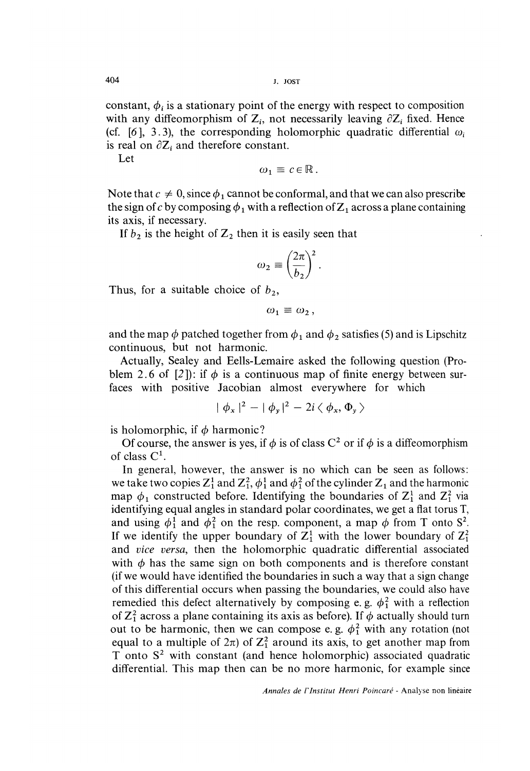constant, $\phi_i$ is a stationary point of the energy with respect to composition with any diffeomorphism of $Z_i$, not necessarily leaving $\partial Z_i$ fixed. Hence (cf. [6], 3.3), the corresponding holomorphic quadratic differential $\omega_i$ is real on $\partial Z_i$ and therefore constant.

Let

$$\omega_1 \equiv c \in \mathbb{R}.$$

Note that $c \neq 0$, since $\phi_1$ cannot be conformal, and that we can also prescribe the sign of $c$ by composing $\phi_1$ with a reflection of $Z_1$ across a plane containing its axis, if necessary.

If $b_2$ is the height of $Z_2$ then it is easily seen that

$$\omega_2 \equiv \left(\frac{2\pi}{b_2}\right)^2.$$

Thus, for a suitable choice of $b_2$,

$$\omega_1 \equiv \omega_2,$$

and the map $\phi$ patched together from $\phi_1$ and $\phi_2$ satisfies (5) and is Lipschitz continuous, but not harmonic.

Actually, Sealey and Eells-Lemaire asked the following question (Problem 2.6 of [2]): if $\phi$ is a continuous map of finite energy between surfaces with positive Jacobian almost everywhere for which

$$|\phi_x|^2 - |\phi_y|^2 - 2i\langle \phi_x, \Phi_y \rangle$$

is holomorphic, if $\phi$ harmonic?

Of course, the answer is yes, if $\phi$ is of class $C^2$ or if $\phi$ is a diffeomorphism of class $C^1$.

In general, however, the answer is no which can be seen as follows: we take two copies $Z_1^1$ and $Z_1^2$, $\phi_1^1$ and $\phi_1^2$ of the cylinder $Z_1$ and the harmonic map $\phi_1$ constructed before. Identifying the boundaries of $Z_1^1$ and $Z_1^2$ via identifying equal angles in standard polar coordinates, we get a flat torus T, and using $\phi_1^1$ and $\phi_1^2$ on the resp. component, a map $\phi$ from T onto $S^2$. If we identify the upper boundary of $Z_1^1$ with the lower boundary of $Z_1^2$ and *vice versa*, then the holomorphic quadratic differential associated with $\phi$ has the same sign on both components and is therefore constant (if we would have identified the boundaries in such a way that a sign change of this differential occurs when passing the boundaries, we could also have remedied this defect alternatively by composing e. g. $\phi_1^2$ with a reflection of $Z_1^2$ across a plane containing its axis as before). If $\phi$ actually should turn out to be harmonic, then we can compose e. g. $\phi_1^2$ with any rotation (not equal to a multiple of $2\pi$) of $Z_1^2$ around its axis, to get another map from T onto $S^2$ with constant (and hence holomorphic) associated quadratic differential. This map then can be no more harmonic, for example since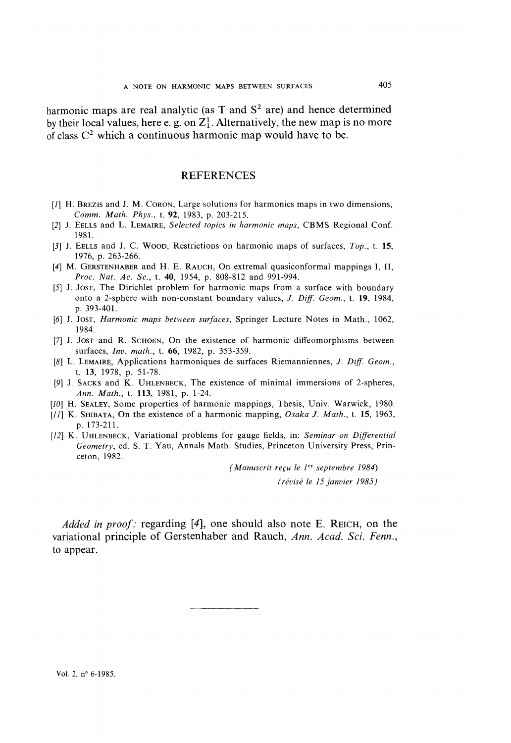harmonic maps are real analytic (as T and $S^2$ are) and hence determined by their local values, here e. g. on $Z_1^1$. Alternatively, the new map is no more of class $C^2$ which a continuous harmonic map would have to be.

## REFERENCES

[1] H. BREZIS and J. M. CORON, Large solutions for harmonics maps in two dimensions, *Comm. Math. Phys.*, t. **92**, 1983, p. 203-215.

[2] J. EELLS and L. LEMAIRE, *Selected topics in harmonic maps*, CBMS Regional Conf. 1981.

[3] J. EELLS and J. C. WOOD, Restrictions on harmonic maps of surfaces, *Top.*, t. **15**, 1976, p. 263-266.

[4] M. GERSTENHABER and H. E. RAUCH, On extremal quasiconformal mappings I, II, *Proc. Nat. Ac. Sc.*, t. **40**, 1954, p. 808-812 and 991-994.

[5] J. JOST, The Dirichlet problem for harmonic maps from a surface with boundary onto a 2-sphere with non-constant boundary values, *J. Diff. Geom.*, t. **19**, 1984, p. 393-401.

[6] J. JOST, *Harmonic maps between surfaces*, Springer Lecture Notes in Math., 1062, 1984.

[7] J. JOST and R. SCHOEN, On the existence of harmonic diffeomorphisms between surfaces, *Inv. math.*, t. **66**, 1982, p. 353-359.

[8] L. LEMAIRE, Applications harmoniques de surfaces Riemanniennes, *J. Diff. Geom.*, t. **13**, 1978, p. 51-78.

[9] J. SACKS and K. UHLENBECK, The existence of minimal immersions of 2-spheres, *Ann. Math.*, t. **113**, 1981, p. 1-24.

[10] H. SEALEY, Some properties of harmonic mappings, Thesis, Univ. Warwick, 1980.

[11] K. SHIBATA, On the existence of a harmonic mapping, *Osaka J. Math.*, t. **15**, 1963, p. 173-211.

[12] K. UHLENBECK, Variational problems for gauge fields, in: *Seminar on Differential Geometry*, ed. S. T. Yau, Annals Math. Studies, Princeton University Press, Princeton, 1982.

*(Manuscrit reçu le 1er septembre 1984)*

*(révisé le 15 janvier 1985)*

*Added in proof:* regarding [4], one should also note E. REICH, on the variational principle of Gerstenhaber and Rauch, *Ann. Acad. Sci. Fenn.*, to appear.